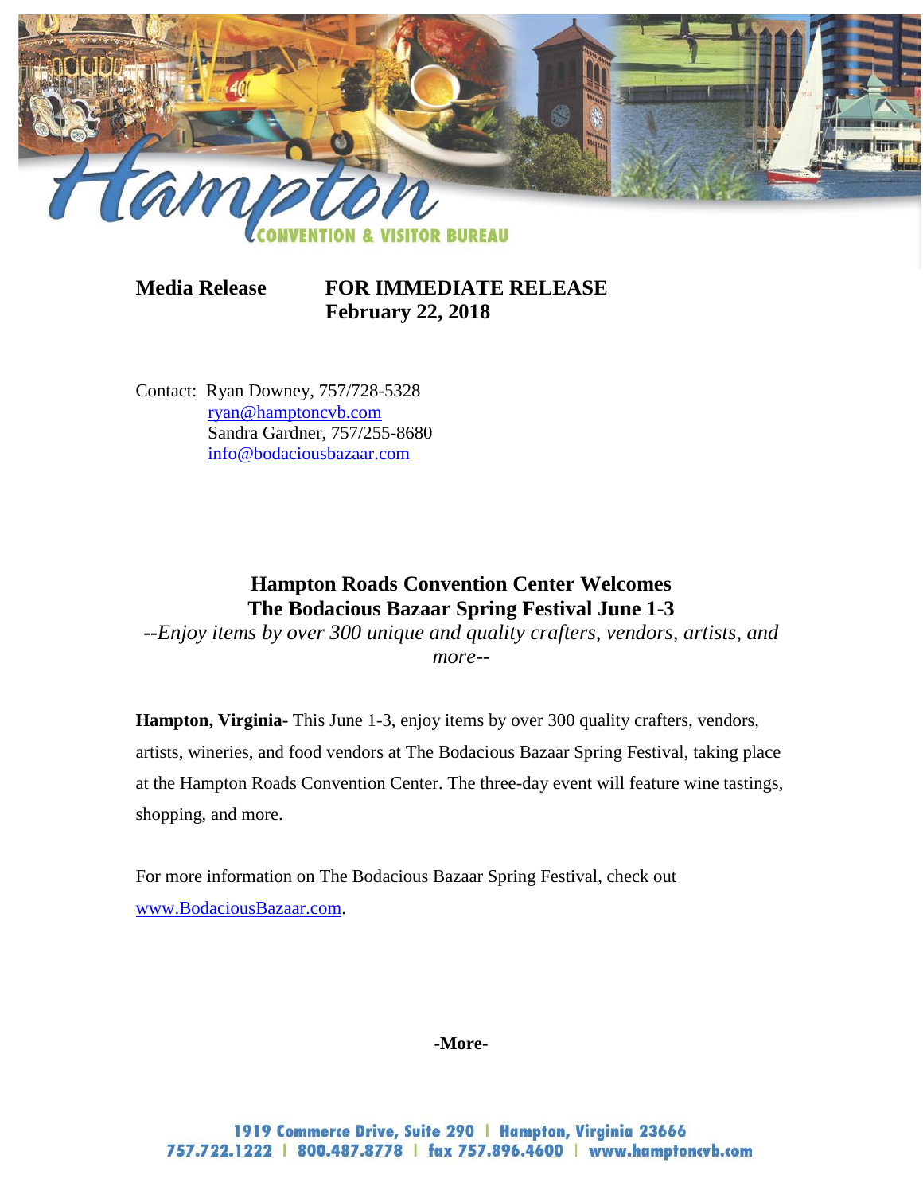**Media Release** **FOR IMMEDIATE RELEASE**
**February 22, 2018**

Contact: Ryan Downey, 757/728-5328
ryan@hamptoncvb.com
Sandra Gardner, 757/255-8680
info@bodaciousbazaar.com

## Hampton Roads Convention Center Welcomes The Bodacious Bazaar Spring Festival June 1-3

*--Enjoy items by over 300 unique and quality crafters, vendors, artists, and more--*

**Hampton, Virginia-** This June 1-3, enjoy items by over 300 quality crafters, vendors, artists, wineries, and food vendors at The Bodacious Bazaar Spring Festival, taking place at the Hampton Roads Convention Center. The three-day event will feature wine tastings, shopping, and more.

For more information on The Bodacious Bazaar Spring Festival, check out www.BodaciousBazaar.com.

**-More-**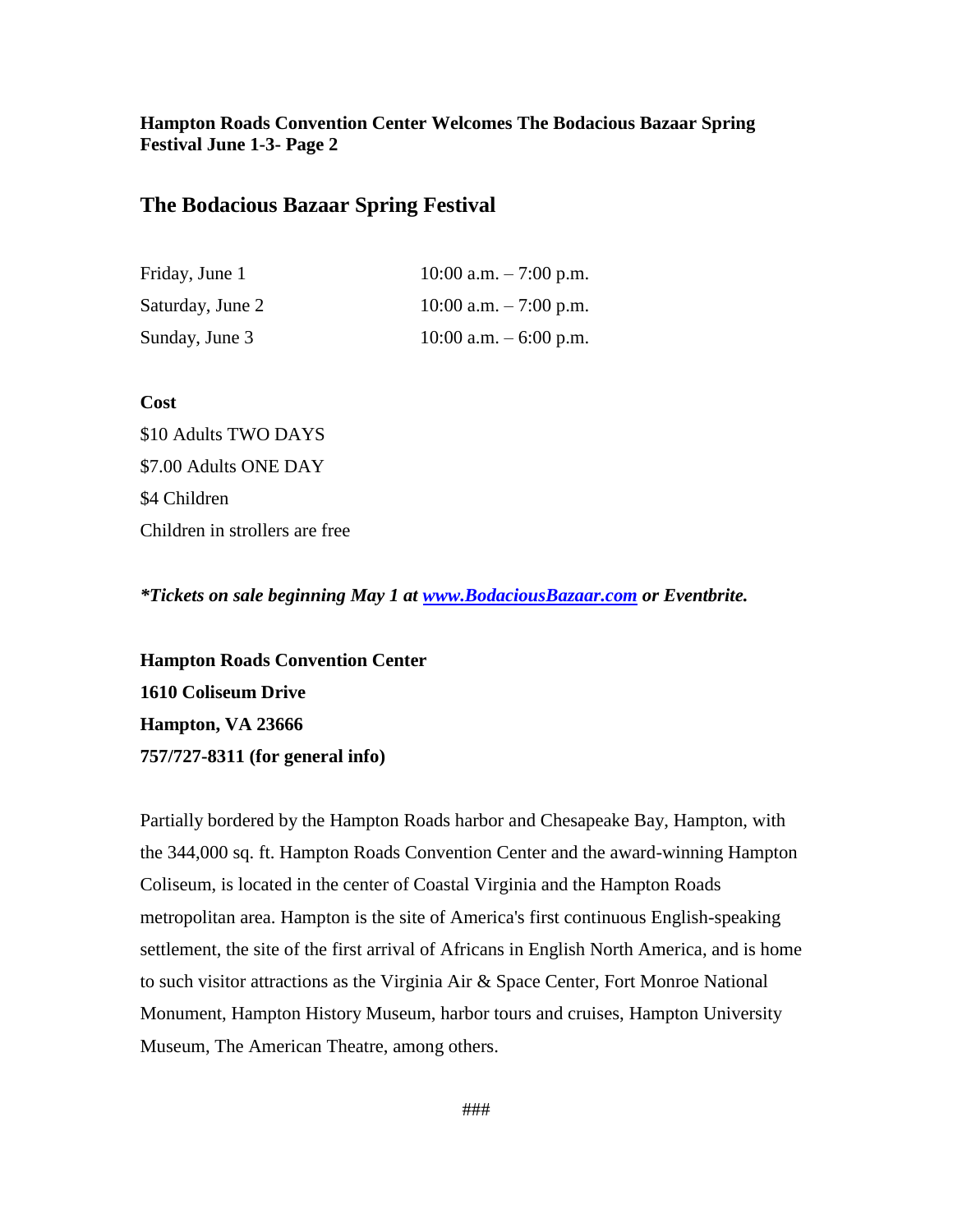**Hampton Roads Convention Center Welcomes The Bodacious Bazaar Spring Festival June 1-3- Page 2**

## The Bodacious Bazaar Spring Festival

| | |
|---|---|
| Friday, June 1 | 10:00 a.m. – 7:00 p.m. |
| Saturday, June 2 | 10:00 a.m. – 7:00 p.m. |
| Sunday, June 3 | 10:00 a.m. – 6:00 p.m. |

**Cost**

$10 Adults TWO DAYS

$7.00 Adults ONE DAY

$4 Children

Children in strollers are free

***Tickets on sale beginning May 1 at [www.BodaciousBazaar.com](http://www.BodaciousBazaar.com) or Eventbrite.***

**Hampton Roads Convention Center**
**1610 Coliseum Drive**
**Hampton, VA 23666**
**757/727-8311 (for general info)**

Partially bordered by the Hampton Roads harbor and Chesapeake Bay, Hampton, with the 344,000 sq. ft. Hampton Roads Convention Center and the award-winning Hampton Coliseum, is located in the center of Coastal Virginia and the Hampton Roads metropolitan area. Hampton is the site of America's first continuous English-speaking settlement, the site of the first arrival of Africans in English North America, and is home to such visitor attractions as the Virginia Air & Space Center, Fort Monroe National Monument, Hampton History Museum, harbor tours and cruises, Hampton University Museum, The American Theatre, among others.

###